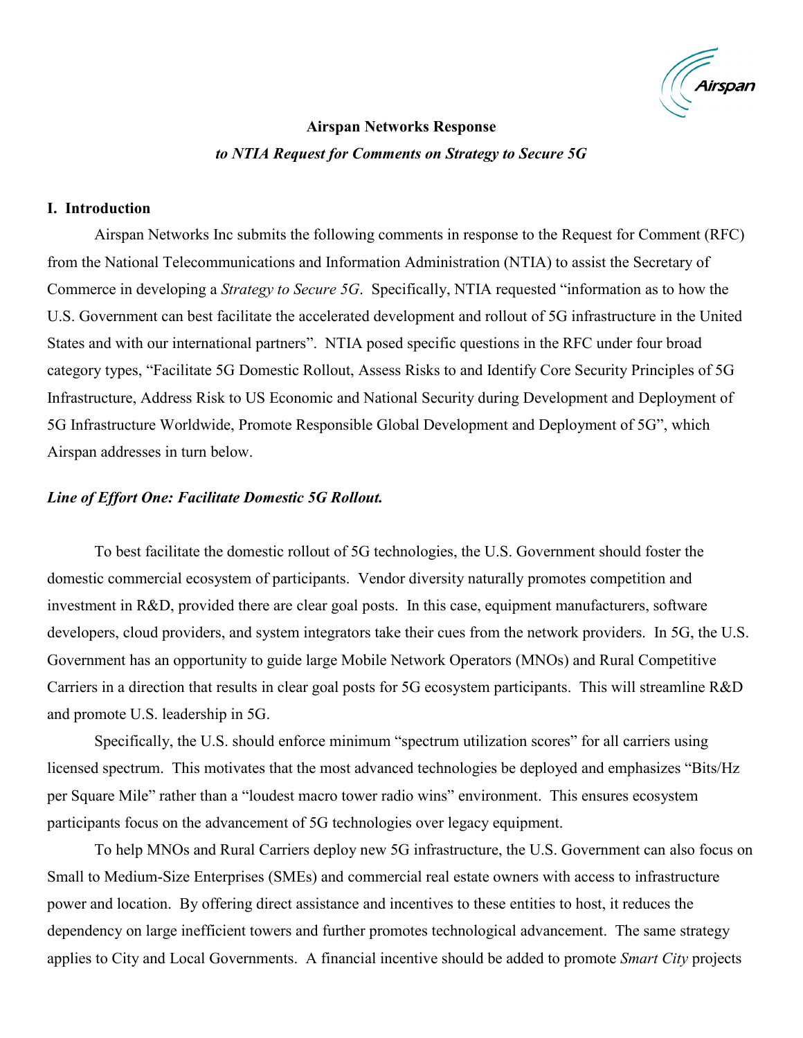**Airspan Networks Response**

***to NTIA Request for Comments on Strategy to Secure 5G***

## I. Introduction

Airspan Networks Inc submits the following comments in response to the Request for Comment (RFC) from the National Telecommunications and Information Administration (NTIA) to assist the Secretary of Commerce in developing a *Strategy to Secure 5G*. Specifically, NTIA requested "information as to how the U.S. Government can best facilitate the accelerated development and rollout of 5G infrastructure in the United States and with our international partners". NTIA posed specific questions in the RFC under four broad category types, "Facilitate 5G Domestic Rollout, Assess Risks to and Identify Core Security Principles of 5G Infrastructure, Address Risk to US Economic and National Security during Development and Deployment of 5G Infrastructure Worldwide, Promote Responsible Global Development and Deployment of 5G", which Airspan addresses in turn below.

### *Line of Effort One: Facilitate Domestic 5G Rollout.*

To best facilitate the domestic rollout of 5G technologies, the U.S. Government should foster the domestic commercial ecosystem of participants. Vendor diversity naturally promotes competition and investment in R&D, provided there are clear goal posts. In this case, equipment manufacturers, software developers, cloud providers, and system integrators take their cues from the network providers. In 5G, the U.S. Government has an opportunity to guide large Mobile Network Operators (MNOs) and Rural Competitive Carriers in a direction that results in clear goal posts for 5G ecosystem participants. This will streamline R&D and promote U.S. leadership in 5G.

Specifically, the U.S. should enforce minimum "spectrum utilization scores" for all carriers using licensed spectrum. This motivates that the most advanced technologies be deployed and emphasizes "Bits/Hz per Square Mile" rather than a "loudest macro tower radio wins" environment. This ensures ecosystem participants focus on the advancement of 5G technologies over legacy equipment.

To help MNOs and Rural Carriers deploy new 5G infrastructure, the U.S. Government can also focus on Small to Medium-Size Enterprises (SMEs) and commercial real estate owners with access to infrastructure power and location. By offering direct assistance and incentives to these entities to host, it reduces the dependency on large inefficient towers and further promotes technological advancement. The same strategy applies to City and Local Governments. A financial incentive should be added to promote *Smart City* projects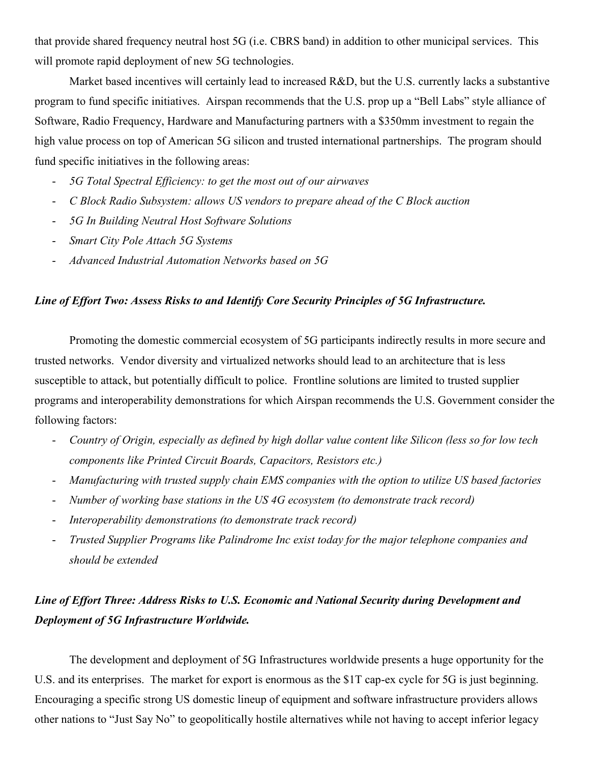that provide shared frequency neutral host 5G (i.e. CBRS band) in addition to other municipal services. This will promote rapid deployment of new 5G technologies.

Market based incentives will certainly lead to increased R&D, but the U.S. currently lacks a substantive program to fund specific initiatives. Airspan recommends that the U.S. prop up a "Bell Labs" style alliance of Software, Radio Frequency, Hardware and Manufacturing partners with a $350mm investment to regain the high value process on top of American 5G silicon and trusted international partnerships. The program should fund specific initiatives in the following areas:

- *5G Total Spectral Efficiency: to get the most out of our airwaves*
- *C Block Radio Subsystem: allows US vendors to prepare ahead of the C Block auction*
- *5G In Building Neutral Host Software Solutions*
- *Smart City Pole Attach 5G Systems*
- *Advanced Industrial Automation Networks based on 5G*

***Line of Effort Two: Assess Risks to and Identify Core Security Principles of 5G Infrastructure.***

Promoting the domestic commercial ecosystem of 5G participants indirectly results in more secure and trusted networks. Vendor diversity and virtualized networks should lead to an architecture that is less susceptible to attack, but potentially difficult to police. Frontline solutions are limited to trusted supplier programs and interoperability demonstrations for which Airspan recommends the U.S. Government consider the following factors:

- *Country of Origin, especially as defined by high dollar value content like Silicon (less so for low tech components like Printed Circuit Boards, Capacitors, Resistors etc.)*
- *Manufacturing with trusted supply chain EMS companies with the option to utilize US based factories*
- *Number of working base stations in the US 4G ecosystem (to demonstrate track record)*
- *Interoperability demonstrations (to demonstrate track record)*
- *Trusted Supplier Programs like Palindrome Inc exist today for the major telephone companies and should be extended*

***Line of Effort Three: Address Risks to U.S. Economic and National Security during Development and Deployment of 5G Infrastructure Worldwide.***

The development and deployment of 5G Infrastructures worldwide presents a huge opportunity for the U.S. and its enterprises. The market for export is enormous as the $1T cap-ex cycle for 5G is just beginning. Encouraging a specific strong US domestic lineup of equipment and software infrastructure providers allows other nations to "Just Say No" to geopolitically hostile alternatives while not having to accept inferior legacy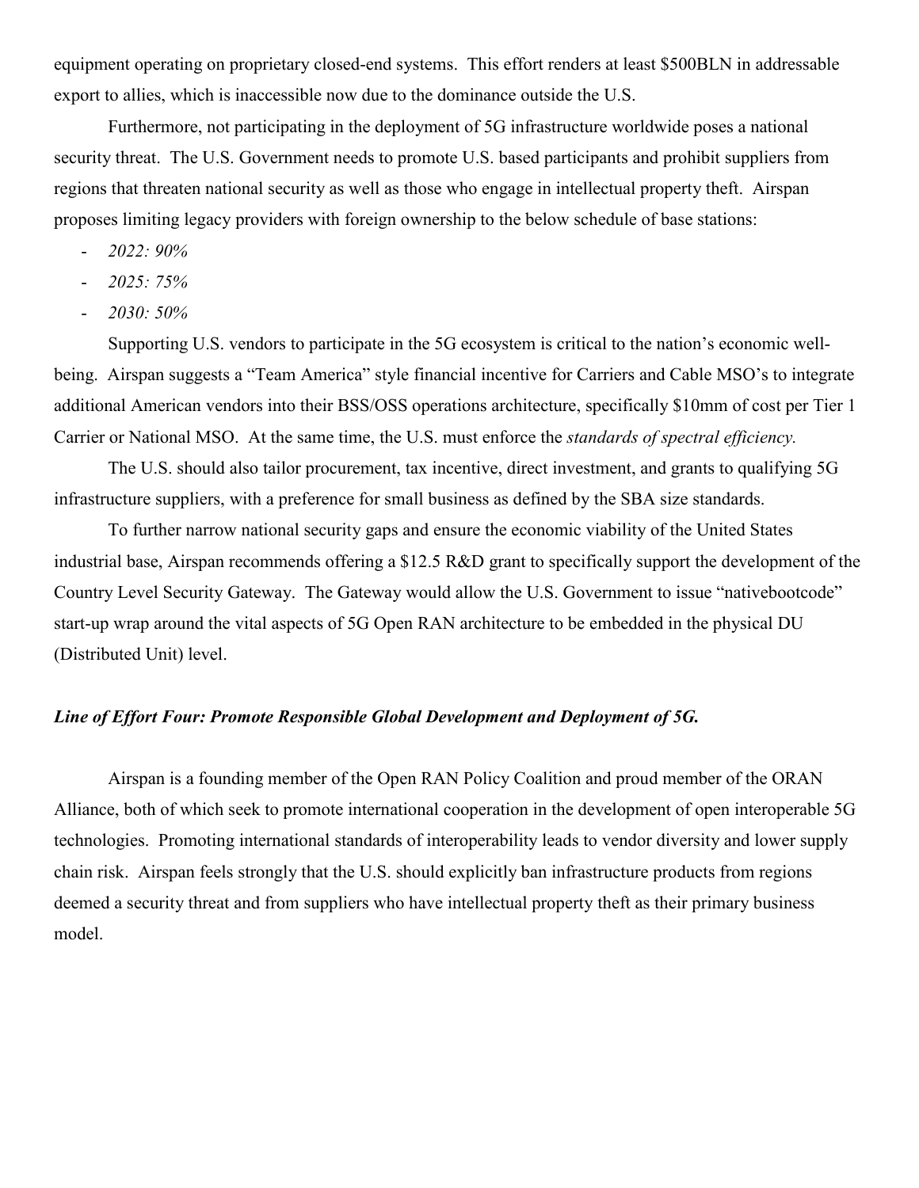equipment operating on proprietary closed-end systems. This effort renders at least $500BLN in addressable export to allies, which is inaccessible now due to the dominance outside the U.S.

Furthermore, not participating in the deployment of 5G infrastructure worldwide poses a national security threat. The U.S. Government needs to promote U.S. based participants and prohibit suppliers from regions that threaten national security as well as those who engage in intellectual property theft. Airspan proposes limiting legacy providers with foreign ownership to the below schedule of base stations:

- *2022: 90%*
- *2025: 75%*
- *2030: 50%*

Supporting U.S. vendors to participate in the 5G ecosystem is critical to the nation's economic well-being. Airspan suggests a "Team America" style financial incentive for Carriers and Cable MSO's to integrate additional American vendors into their BSS/OSS operations architecture, specifically $10mm of cost per Tier 1 Carrier or National MSO. At the same time, the U.S. must enforce the *standards of spectral efficiency.*

The U.S. should also tailor procurement, tax incentive, direct investment, and grants to qualifying 5G infrastructure suppliers, with a preference for small business as defined by the SBA size standards.

To further narrow national security gaps and ensure the economic viability of the United States industrial base, Airspan recommends offering a $12.5 R&D grant to specifically support the development of the Country Level Security Gateway. The Gateway would allow the U.S. Government to issue "nativebootcode" start-up wrap around the vital aspects of 5G Open RAN architecture to be embedded in the physical DU (Distributed Unit) level.

***Line of Effort Four: Promote Responsible Global Development and Deployment of 5G.***

Airspan is a founding member of the Open RAN Policy Coalition and proud member of the ORAN Alliance, both of which seek to promote international cooperation in the development of open interoperable 5G technologies. Promoting international standards of interoperability leads to vendor diversity and lower supply chain risk. Airspan feels strongly that the U.S. should explicitly ban infrastructure products from regions deemed a security threat and from suppliers who have intellectual property theft as their primary business model.